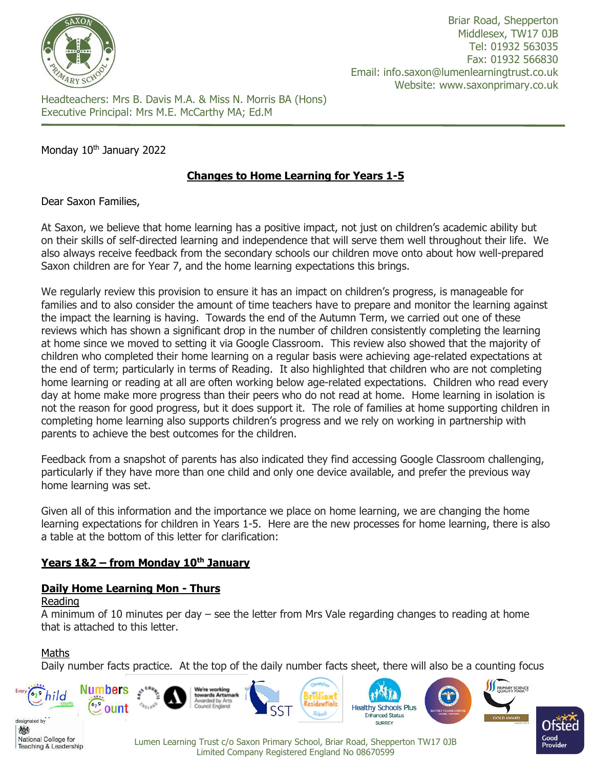Briar Road, Shepperton
Middlesex, TW17 0JB
Tel: 01932 563035
Fax: 01932 566830
Email: info.saxon@lumenlearningtrust.co.uk
Website: www.saxonprimary.co.uk

Headteachers: Mrs B. Davis M.A. & Miss N. Morris BA (Hons)
Executive Principal: Mrs M.E. McCarthy MA; Ed.M

Monday 10th January 2022

## Changes to Home Learning for Years 1-5

Dear Saxon Families,

At Saxon, we believe that home learning has a positive impact, not just on children's academic ability but on their skills of self-directed learning and independence that will serve them well throughout their life. We also always receive feedback from the secondary schools our children move onto about how well-prepared Saxon children are for Year 7, and the home learning expectations this brings.

We regularly review this provision to ensure it has an impact on children's progress, is manageable for families and to also consider the amount of time teachers have to prepare and monitor the learning against the impact the learning is having. Towards the end of the Autumn Term, we carried out one of these reviews which has shown a significant drop in the number of children consistently completing the learning at home since we moved to setting it via Google Classroom. This review also showed that the majority of children who completed their home learning on a regular basis were achieving age-related expectations at the end of term; particularly in terms of Reading. It also highlighted that children who are not completing home learning or reading at all are often working below age-related expectations. Children who read every day at home make more progress than their peers who do not read at home. Home learning in isolation is not the reason for good progress, but it does support it. The role of families at home supporting children in completing home learning also supports children's progress and we rely on working in partnership with parents to achieve the best outcomes for the children.

Feedback from a snapshot of parents has also indicated they find accessing Google Classroom challenging, particularly if they have more than one child and only one device available, and prefer the previous way home learning was set.

Given all of this information and the importance we place on home learning, we are changing the home learning expectations for children in Years 1-5. Here are the new processes for home learning, there is also a table at the bottom of this letter for clarification:

### Years 1&2 – from Monday 10th January

#### Daily Home Learning Mon - Thurs

Reading
A minimum of 10 minutes per day – see the letter from Mrs Vale regarding changes to reading at home that is attached to this letter.

Maths
Daily number facts practice. At the top of the daily number facts sheet, there will also be a counting focus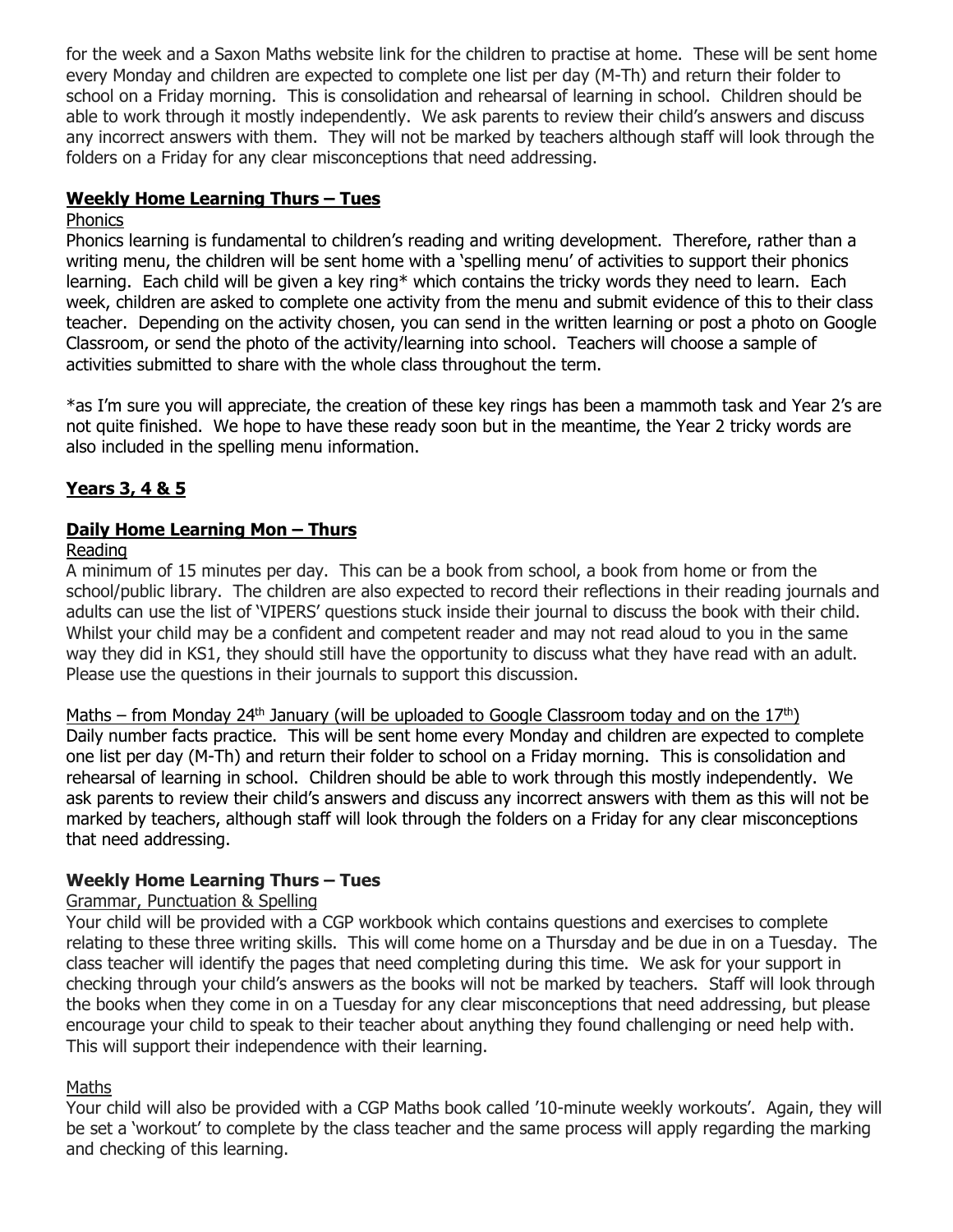for the week and a Saxon Maths website link for the children to practise at home. These will be sent home every Monday and children are expected to complete one list per day (M-Th) and return their folder to school on a Friday morning. This is consolidation and rehearsal of learning in school. Children should be able to work through it mostly independently. We ask parents to review their child's answers and discuss any incorrect answers with them. They will not be marked by teachers although staff will look through the folders on a Friday for any clear misconceptions that need addressing.

**<u>Weekly Home Learning Thurs – Tues</u>**

<u>Phonics</u>

Phonics learning is fundamental to children's reading and writing development. Therefore, rather than a writing menu, the children will be sent home with a 'spelling menu' of activities to support their phonics learning. Each child will be given a key ring* which contains the tricky words they need to learn. Each week, children are asked to complete one activity from the menu and submit evidence of this to their class teacher. Depending on the activity chosen, you can send in the written learning or post a photo on Google Classroom, or send the photo of the activity/learning into school. Teachers will choose a sample of activities submitted to share with the whole class throughout the term.

*as I'm sure you will appreciate, the creation of these key rings has been a mammoth task and Year 2's are not quite finished. We hope to have these ready soon but in the meantime, the Year 2 tricky words are also included in the spelling menu information.

## <u>Years 3, 4 & 5</u>

**<u>Daily Home Learning Mon – Thurs</u>**

<u>Reading</u>

A minimum of 15 minutes per day. This can be a book from school, a book from home or from the school/public library. The children are also expected to record their reflections in their reading journals and adults can use the list of 'VIPERS' questions stuck inside their journal to discuss the book with their child. Whilst your child may be a confident and competent reader and may not read aloud to you in the same way they did in KS1, they should still have the opportunity to discuss what they have read with an adult. Please use the questions in their journals to support this discussion.

<u>Maths – from Monday 24th January (will be uploaded to Google Classroom today and on the 17th)</u>

Daily number facts practice. This will be sent home every Monday and children are expected to complete one list per day (M-Th) and return their folder to school on a Friday morning. This is consolidation and rehearsal of learning in school. Children should be able to work through this mostly independently. We ask parents to review their child's answers and discuss any incorrect answers with them as this will not be marked by teachers, although staff will look through the folders on a Friday for any clear misconceptions that need addressing.

**Weekly Home Learning Thurs – Tues**

<u>Grammar, Punctuation & Spelling</u>

Your child will be provided with a CGP workbook which contains questions and exercises to complete relating to these three writing skills. This will come home on a Thursday and be due in on a Tuesday. The class teacher will identify the pages that need completing during this time. We ask for your support in checking through your child's answers as the books will not be marked by teachers. Staff will look through the books when they come in on a Tuesday for any clear misconceptions that need addressing, but please encourage your child to speak to their teacher about anything they found challenging or need help with. This will support their independence with their learning.

<u>Maths</u>

Your child will also be provided with a CGP Maths book called '10-minute weekly workouts'. Again, they will be set a 'workout' to complete by the class teacher and the same process will apply regarding the marking and checking of this learning.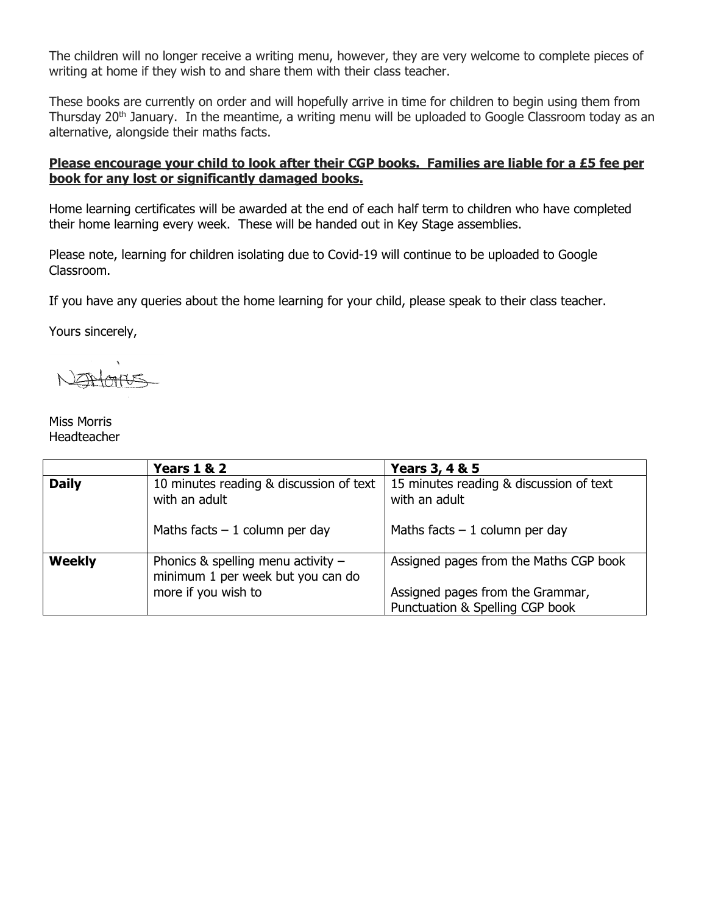The children will no longer receive a writing menu, however, they are very welcome to complete pieces of writing at home if they wish to and share them with their class teacher.

These books are currently on order and will hopefully arrive in time for children to begin using them from Thursday 20th January. In the meantime, a writing menu will be uploaded to Google Classroom today as an alternative, alongside their maths facts.

**Please encourage your child to look after their CGP books. Families are liable for a £5 fee per book for any lost or significantly damaged books.**

Home learning certificates will be awarded at the end of each half term to children who have completed their home learning every week. These will be handed out in Key Stage assemblies.

Please note, learning for children isolating due to Covid-19 will continue to be uploaded to Google Classroom.

If you have any queries about the home learning for your child, please speak to their class teacher.

Yours sincerely,

Miss Morris
Headteacher

| | **Years 1 & 2** | **Years 3, 4 & 5** |
|---|---|---|
| **Daily** | 10 minutes reading & discussion of text with an adult<br><br>Maths facts – 1 column per day | 15 minutes reading & discussion of text with an adult<br><br>Maths facts – 1 column per day |
| **Weekly** | Phonics & spelling menu activity – minimum 1 per week but you can do more if you wish to | Assigned pages from the Maths CGP book<br><br>Assigned pages from the Grammar, Punctuation & Spelling CGP book |